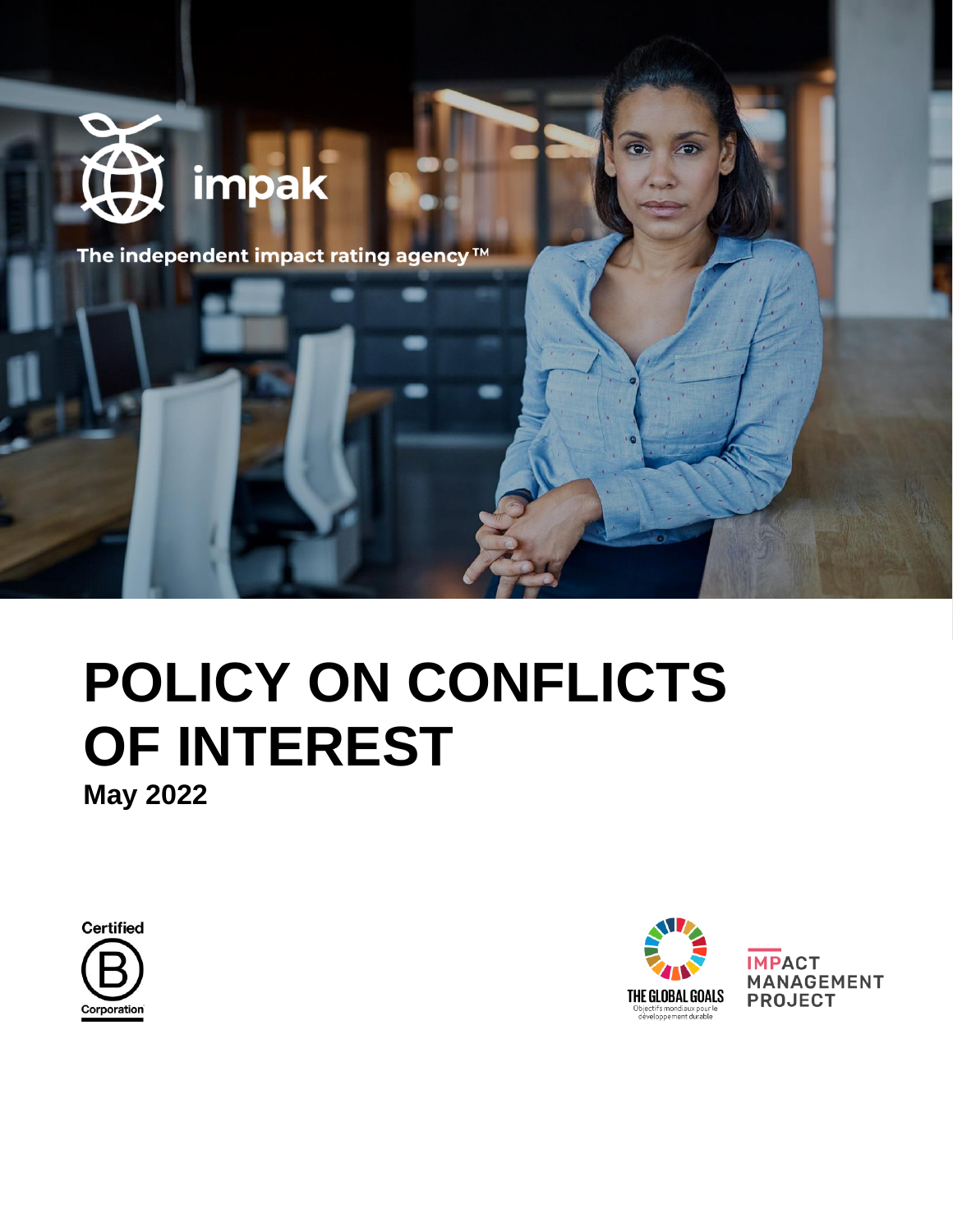impak

The independent impact rating agency ™

# POLICY ON CONFLICTS OF INTEREST

**May 2022**

Certified B Corporation

THE GLOBAL GOALS
Objectifs mondiaux pour le développement durable

IMPACT MANAGEMENT PROJECT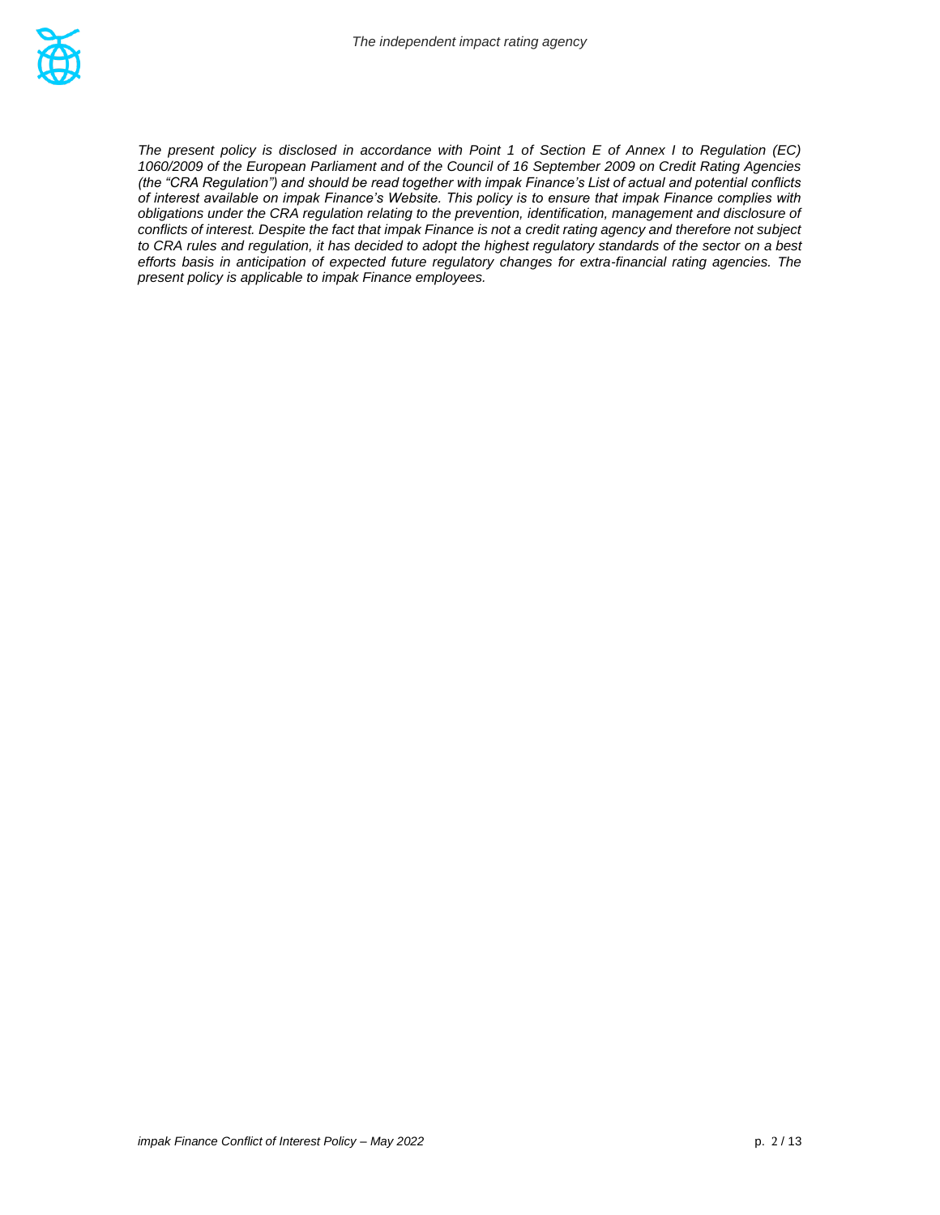*The present policy is disclosed in accordance with Point 1 of Section E of Annex I to Regulation (EC) 1060/2009 of the European Parliament and of the Council of 16 September 2009 on Credit Rating Agencies (the "CRA Regulation") and should be read together with impak Finance's List of actual and potential conflicts of interest available on impak Finance's Website. This policy is to ensure that impak Finance complies with obligations under the CRA regulation relating to the prevention, identification, management and disclosure of conflicts of interest. Despite the fact that impak Finance is not a credit rating agency and therefore not subject to CRA rules and regulation, it has decided to adopt the highest regulatory standards of the sector on a best efforts basis in anticipation of expected future regulatory changes for extra-financial rating agencies. The present policy is applicable to impak Finance employees.*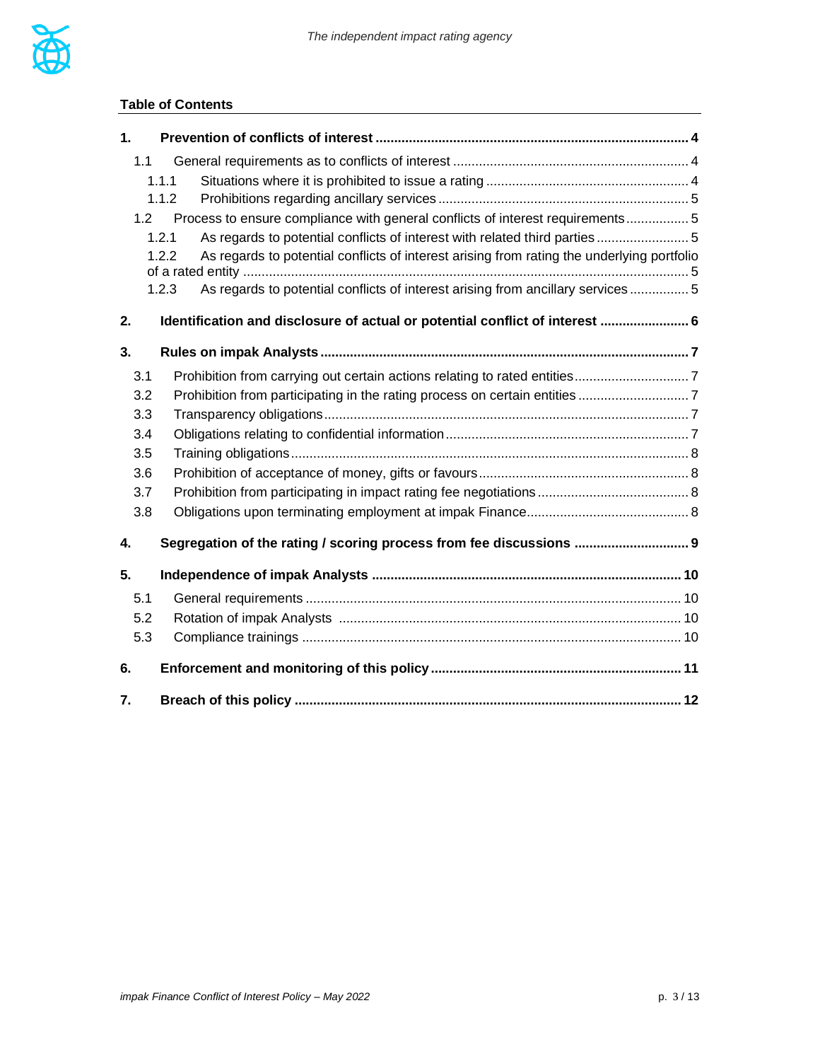## Table of Contents

**1. Prevention of conflicts of interest .... 4**

- 1.1 General requirements as to conflicts of interest .... 4
  - 1.1.1 Situations where it is prohibited to issue a rating .... 4
  - 1.1.2 Prohibitions regarding ancillary services .... 5
- 1.2 Process to ensure compliance with general conflicts of interest requirements .... 5
  - 1.2.1 As regards to potential conflicts of interest with related third parties .... 5
  - 1.2.2 As regards to potential conflicts of interest arising from rating the underlying portfolio of a rated entity .... 5
  - 1.2.3 As regards to potential conflicts of interest arising from ancillary services .... 5

**2. Identification and disclosure of actual or potential conflict of interest .... 6**

**3. Rules on impak Analysts .... 7**

- 3.1 Prohibition from carrying out certain actions relating to rated entities .... 7
- 3.2 Prohibition from participating in the rating process on certain entities .... 7
- 3.3 Transparency obligations .... 7
- 3.4 Obligations relating to confidential information .... 7
- 3.5 Training obligations .... 8
- 3.6 Prohibition of acceptance of money, gifts or favours .... 8
- 3.7 Prohibition from participating in impact rating fee negotiations .... 8
- 3.8 Obligations upon terminating employment at impak Finance .... 8

**4. Segregation of the rating / scoring process from fee discussions .... 9**

**5. Independence of impak Analysts .... 10**

- 5.1 General requirements .... 10
- 5.2 Rotation of impak Analysts .... 10
- 5.3 Compliance trainings .... 10

**6. Enforcement and monitoring of this policy .... 11**

**7. Breach of this policy .... 12**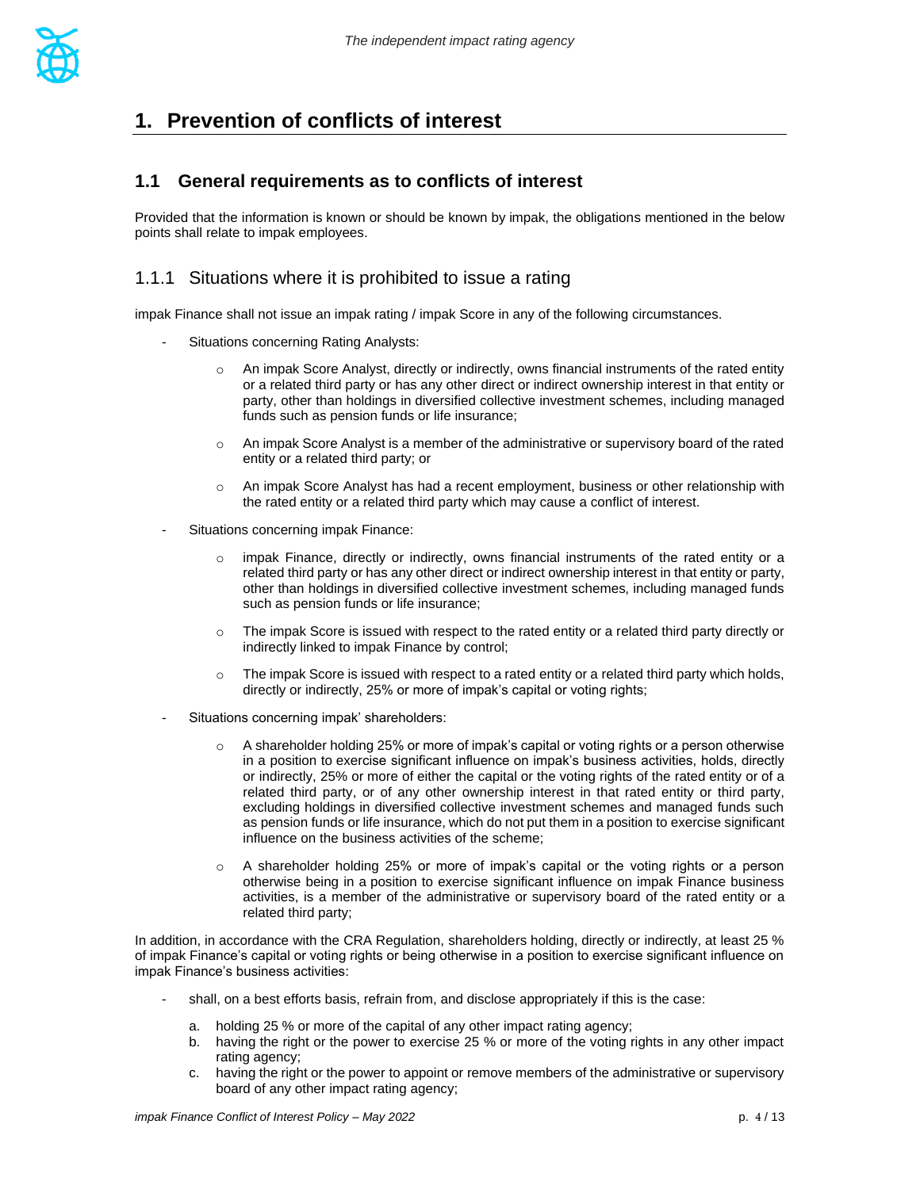# 1. Prevention of conflicts of interest

## 1.1 General requirements as to conflicts of interest

Provided that the information is known or should be known by impak, the obligations mentioned in the below points shall relate to impak employees.

### 1.1.1 Situations where it is prohibited to issue a rating

impak Finance shall not issue an impak rating / impak Score in any of the following circumstances.

- Situations concerning Rating Analysts:
    - An impak Score Analyst, directly or indirectly, owns financial instruments of the rated entity or a related third party or has any other direct or indirect ownership interest in that entity or party, other than holdings in diversified collective investment schemes, including managed funds such as pension funds or life insurance;
    - An impak Score Analyst is a member of the administrative or supervisory board of the rated entity or a related third party; or
    - An impak Score Analyst has had a recent employment, business or other relationship with the rated entity or a related third party which may cause a conflict of interest.
- Situations concerning impak Finance:
    - impak Finance, directly or indirectly, owns financial instruments of the rated entity or a related third party or has any other direct or indirect ownership interest in that entity or party, other than holdings in diversified collective investment schemes, including managed funds such as pension funds or life insurance;
    - The impak Score is issued with respect to the rated entity or a related third party directly or indirectly linked to impak Finance by control;
    - The impak Score is issued with respect to a rated entity or a related third party which holds, directly or indirectly, 25% or more of impak's capital or voting rights;
- Situations concerning impak' shareholders:
    - A shareholder holding 25% or more of impak's capital or voting rights or a person otherwise in a position to exercise significant influence on impak's business activities, holds, directly or indirectly, 25% or more of either the capital or the voting rights of the rated entity or of a related third party, or of any other ownership interest in that rated entity or third party, excluding holdings in diversified collective investment schemes and managed funds such as pension funds or life insurance, which do not put them in a position to exercise significant influence on the business activities of the scheme;
    - A shareholder holding 25% or more of impak's capital or the voting rights or a person otherwise being in a position to exercise significant influence on impak Finance business activities, is a member of the administrative or supervisory board of the rated entity or a related third party;

In addition, in accordance with the CRA Regulation, shareholders holding, directly or indirectly, at least 25 % of impak Finance's capital or voting rights or being otherwise in a position to exercise significant influence on impak Finance's business activities:

- shall, on a best efforts basis, refrain from, and disclose appropriately if this is the case:
    a. holding 25 % or more of the capital of any other impact rating agency;
    b. having the right or the power to exercise 25 % or more of the voting rights in any other impact rating agency;
    c. having the right or the power to appoint or remove members of the administrative or supervisory board of any other impact rating agency;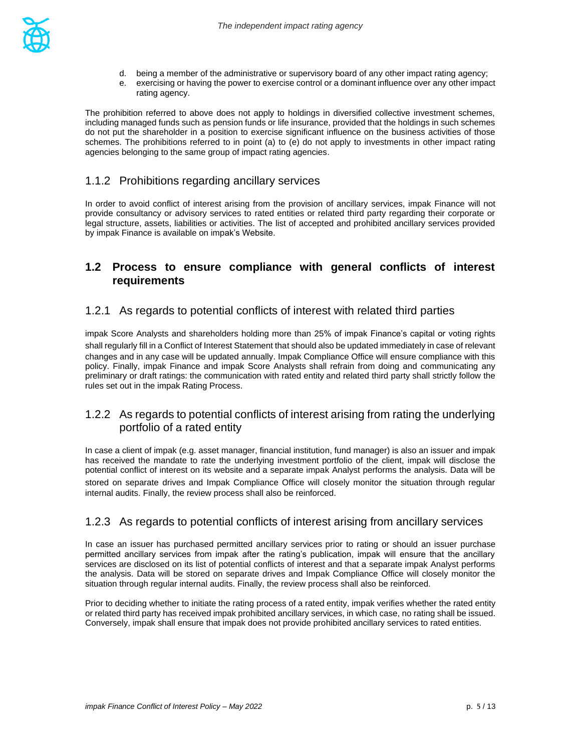d. being a member of the administrative or supervisory board of any other impact rating agency;
e. exercising or having the power to exercise control or a dominant influence over any other impact rating agency.

The prohibition referred to above does not apply to holdings in diversified collective investment schemes, including managed funds such as pension funds or life insurance, provided that the holdings in such schemes do not put the shareholder in a position to exercise significant influence on the business activities of those schemes. The prohibitions referred to in point (a) to (e) do not apply to investments in other impact rating agencies belonging to the same group of impact rating agencies.

### 1.1.2 Prohibitions regarding ancillary services

In order to avoid conflict of interest arising from the provision of ancillary services, impak Finance will not provide consultancy or advisory services to rated entities or related third party regarding their corporate or legal structure, assets, liabilities or activities. The list of accepted and prohibited ancillary services provided by impak Finance is available on impak's Website.

## 1.2 Process to ensure compliance with general conflicts of interest requirements

### 1.2.1 As regards to potential conflicts of interest with related third parties

impak Score Analysts and shareholders holding more than 25% of impak Finance's capital or voting rights shall regularly fill in a Conflict of Interest Statement that should also be updated immediately in case of relevant changes and in any case will be updated annually. Impak Compliance Office will ensure compliance with this policy. Finally, impak Finance and impak Score Analysts shall refrain from doing and communicating any preliminary or draft ratings: the communication with rated entity and related third party shall strictly follow the rules set out in the impak Rating Process.

### 1.2.2 As regards to potential conflicts of interest arising from rating the underlying portfolio of a rated entity

In case a client of impak (e.g. asset manager, financial institution, fund manager) is also an issuer and impak has received the mandate to rate the underlying investment portfolio of the client, impak will disclose the potential conflict of interest on its website and a separate impak Analyst performs the analysis. Data will be stored on separate drives and Impak Compliance Office will closely monitor the situation through regular internal audits. Finally, the review process shall also be reinforced.

### 1.2.3 As regards to potential conflicts of interest arising from ancillary services

In case an issuer has purchased permitted ancillary services prior to rating or should an issuer purchase permitted ancillary services from impak after the rating's publication, impak will ensure that the ancillary services are disclosed on its list of potential conflicts of interest and that a separate impak Analyst performs the analysis. Data will be stored on separate drives and Impak Compliance Office will closely monitor the situation through regular internal audits. Finally, the review process shall also be reinforced.

Prior to deciding whether to initiate the rating process of a rated entity, impak verifies whether the rated entity or related third party has received impak prohibited ancillary services, in which case, no rating shall be issued. Conversely, impak shall ensure that impak does not provide prohibited ancillary services to rated entities.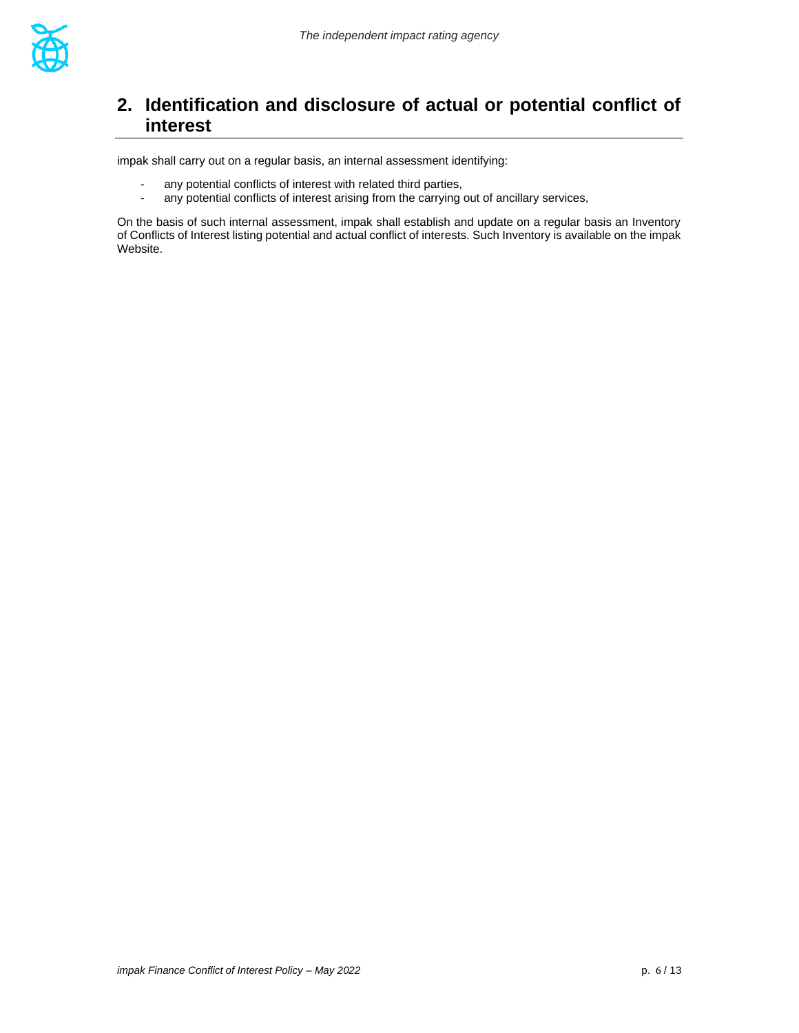## 2. Identification and disclosure of actual or potential conflict of interest

impak shall carry out on a regular basis, an internal assessment identifying:

- any potential conflicts of interest with related third parties,
- any potential conflicts of interest arising from the carrying out of ancillary services,

On the basis of such internal assessment, impak shall establish and update on a regular basis an Inventory of Conflicts of Interest listing potential and actual conflict of interests. Such Inventory is available on the impak Website.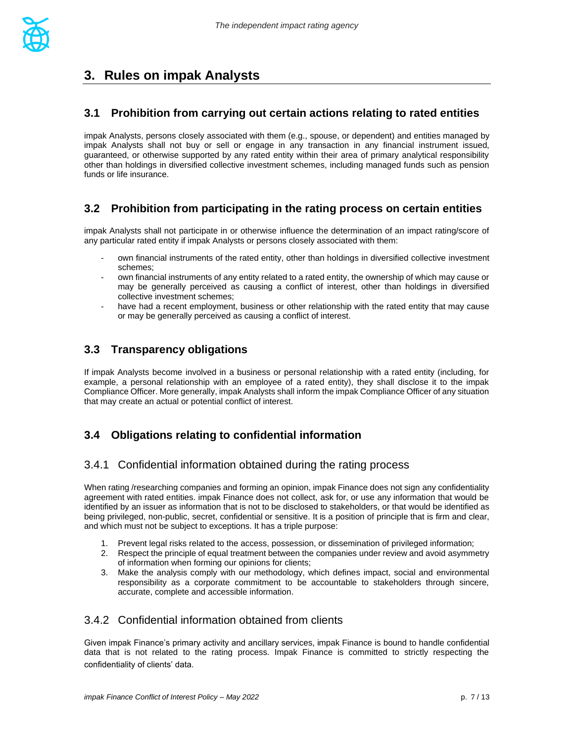# 3. Rules on impak Analysts

## 3.1 Prohibition from carrying out certain actions relating to rated entities

impak Analysts, persons closely associated with them (e.g., spouse, or dependent) and entities managed by impak Analysts shall not buy or sell or engage in any transaction in any financial instrument issued, guaranteed, or otherwise supported by any rated entity within their area of primary analytical responsibility other than holdings in diversified collective investment schemes, including managed funds such as pension funds or life insurance.

## 3.2 Prohibition from participating in the rating process on certain entities

impak Analysts shall not participate in or otherwise influence the determination of an impact rating/score of any particular rated entity if impak Analysts or persons closely associated with them:

- own financial instruments of the rated entity, other than holdings in diversified collective investment schemes;
- own financial instruments of any entity related to a rated entity, the ownership of which may cause or may be generally perceived as causing a conflict of interest, other than holdings in diversified collective investment schemes;
- have had a recent employment, business or other relationship with the rated entity that may cause or may be generally perceived as causing a conflict of interest.

## 3.3 Transparency obligations

If impak Analysts become involved in a business or personal relationship with a rated entity (including, for example, a personal relationship with an employee of a rated entity), they shall disclose it to the impak Compliance Officer. More generally, impak Analysts shall inform the impak Compliance Officer of any situation that may create an actual or potential conflict of interest.

## 3.4 Obligations relating to confidential information

### 3.4.1 Confidential information obtained during the rating process

When rating /researching companies and forming an opinion, impak Finance does not sign any confidentiality agreement with rated entities. impak Finance does not collect, ask for, or use any information that would be identified by an issuer as information that is not to be disclosed to stakeholders, or that would be identified as being privileged, non-public, secret, confidential or sensitive. It is a position of principle that is firm and clear, and which must not be subject to exceptions. It has a triple purpose:

1. Prevent legal risks related to the access, possession, or dissemination of privileged information;
2. Respect the principle of equal treatment between the companies under review and avoid asymmetry of information when forming our opinions for clients;
3. Make the analysis comply with our methodology, which defines impact, social and environmental responsibility as a corporate commitment to be accountable to stakeholders through sincere, accurate, complete and accessible information.

### 3.4.2 Confidential information obtained from clients

Given impak Finance's primary activity and ancillary services, impak Finance is bound to handle confidential data that is not related to the rating process. Impak Finance is committed to strictly respecting the confidentiality of clients' data.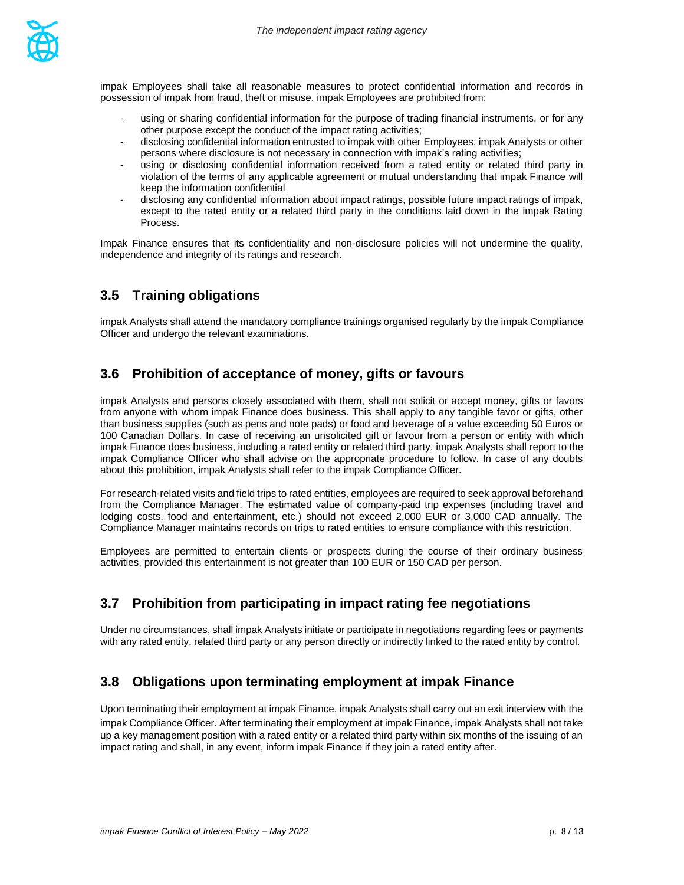impak Employees shall take all reasonable measures to protect confidential information and records in possession of impak from fraud, theft or misuse. impak Employees are prohibited from:

- using or sharing confidential information for the purpose of trading financial instruments, or for any other purpose except the conduct of the impact rating activities;
- disclosing confidential information entrusted to impak with other Employees, impak Analysts or other persons where disclosure is not necessary in connection with impak's rating activities;
- using or disclosing confidential information received from a rated entity or related third party in violation of the terms of any applicable agreement or mutual understanding that impak Finance will keep the information confidential
- disclosing any confidential information about impact ratings, possible future impact ratings of impak, except to the rated entity or a related third party in the conditions laid down in the impak Rating Process.

Impak Finance ensures that its confidentiality and non-disclosure policies will not undermine the quality, independence and integrity of its ratings and research.

## 3.5 Training obligations

impak Analysts shall attend the mandatory compliance trainings organised regularly by the impak Compliance Officer and undergo the relevant examinations.

## 3.6 Prohibition of acceptance of money, gifts or favours

impak Analysts and persons closely associated with them, shall not solicit or accept money, gifts or favors from anyone with whom impak Finance does business. This shall apply to any tangible favor or gifts, other than business supplies (such as pens and note pads) or food and beverage of a value exceeding 50 Euros or 100 Canadian Dollars. In case of receiving an unsolicited gift or favour from a person or entity with which impak Finance does business, including a rated entity or related third party, impak Analysts shall report to the impak Compliance Officer who shall advise on the appropriate procedure to follow. In case of any doubts about this prohibition, impak Analysts shall refer to the impak Compliance Officer.

For research-related visits and field trips to rated entities, employees are required to seek approval beforehand from the Compliance Manager. The estimated value of company-paid trip expenses (including travel and lodging costs, food and entertainment, etc.) should not exceed 2,000 EUR or 3,000 CAD annually. The Compliance Manager maintains records on trips to rated entities to ensure compliance with this restriction.

Employees are permitted to entertain clients or prospects during the course of their ordinary business activities, provided this entertainment is not greater than 100 EUR or 150 CAD per person.

## 3.7 Prohibition from participating in impact rating fee negotiations

Under no circumstances, shall impak Analysts initiate or participate in negotiations regarding fees or payments with any rated entity, related third party or any person directly or indirectly linked to the rated entity by control.

## 3.8 Obligations upon terminating employment at impak Finance

Upon terminating their employment at impak Finance, impak Analysts shall carry out an exit interview with the impak Compliance Officer. After terminating their employment at impak Finance, impak Analysts shall not take up a key management position with a rated entity or a related third party within six months of the issuing of an impact rating and shall, in any event, inform impak Finance if they join a rated entity after.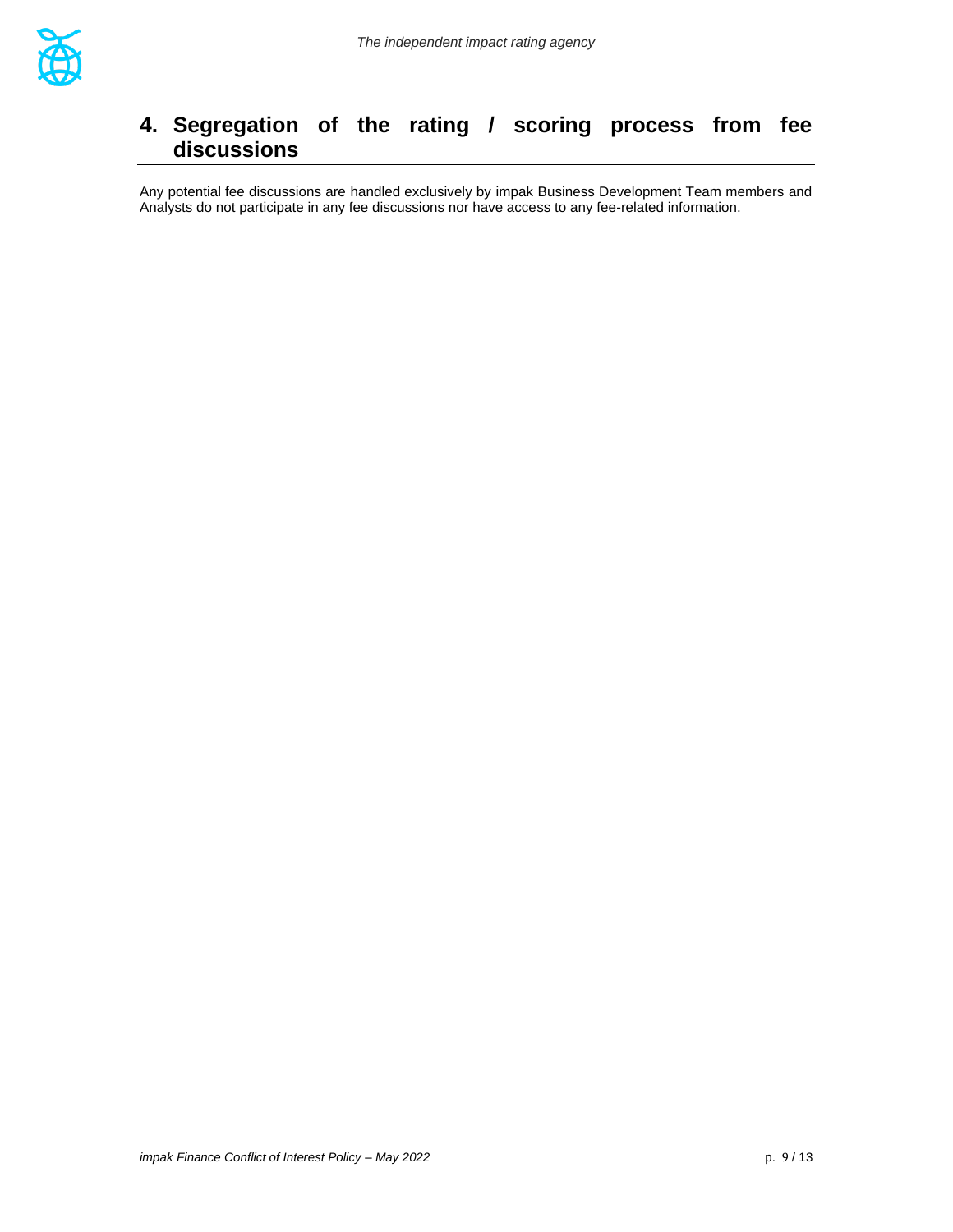# 4. Segregation of the rating / scoring process from fee discussions

Any potential fee discussions are handled exclusively by impak Business Development Team members and Analysts do not participate in any fee discussions nor have access to any fee-related information.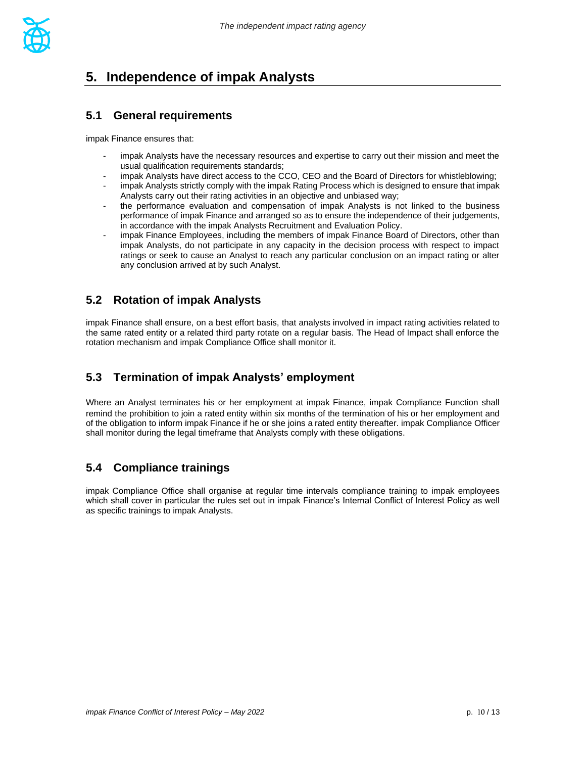## 5. Independence of impak Analysts

### 5.1 General requirements

impak Finance ensures that:

- impak Analysts have the necessary resources and expertise to carry out their mission and meet the usual qualification requirements standards;
- impak Analysts have direct access to the CCO, CEO and the Board of Directors for whistleblowing;
- impak Analysts strictly comply with the impak Rating Process which is designed to ensure that impak Analysts carry out their rating activities in an objective and unbiased way;
- the performance evaluation and compensation of impak Analysts is not linked to the business performance of impak Finance and arranged so as to ensure the independence of their judgements, in accordance with the impak Analysts Recruitment and Evaluation Policy.
- impak Finance Employees, including the members of impak Finance Board of Directors, other than impak Analysts, do not participate in any capacity in the decision process with respect to impact ratings or seek to cause an Analyst to reach any particular conclusion on an impact rating or alter any conclusion arrived at by such Analyst.

### 5.2 Rotation of impak Analysts

impak Finance shall ensure, on a best effort basis, that analysts involved in impact rating activities related to the same rated entity or a related third party rotate on a regular basis. The Head of Impact shall enforce the rotation mechanism and impak Compliance Office shall monitor it.

### 5.3 Termination of impak Analysts' employment

Where an Analyst terminates his or her employment at impak Finance, impak Compliance Function shall remind the prohibition to join a rated entity within six months of the termination of his or her employment and of the obligation to inform impak Finance if he or she joins a rated entity thereafter. impak Compliance Officer shall monitor during the legal timeframe that Analysts comply with these obligations.

### 5.4 Compliance trainings

impak Compliance Office shall organise at regular time intervals compliance training to impak employees which shall cover in particular the rules set out in impak Finance's Internal Conflict of Interest Policy as well as specific trainings to impak Analysts.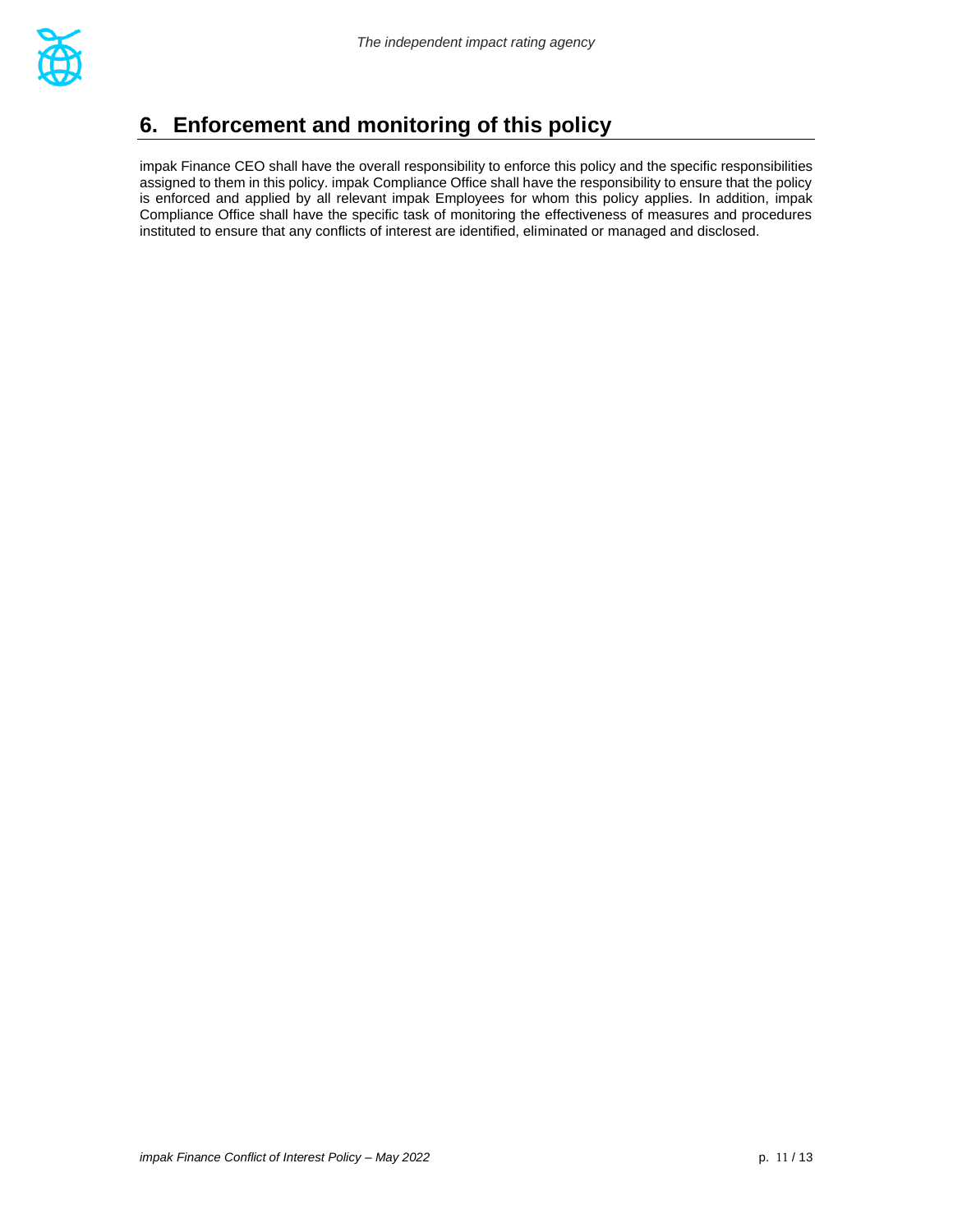## 6. Enforcement and monitoring of this policy

impak Finance CEO shall have the overall responsibility to enforce this policy and the specific responsibilities assigned to them in this policy. impak Compliance Office shall have the responsibility to ensure that the policy is enforced and applied by all relevant impak Employees for whom this policy applies. In addition, impak Compliance Office shall have the specific task of monitoring the effectiveness of measures and procedures instituted to ensure that any conflicts of interest are identified, eliminated or managed and disclosed.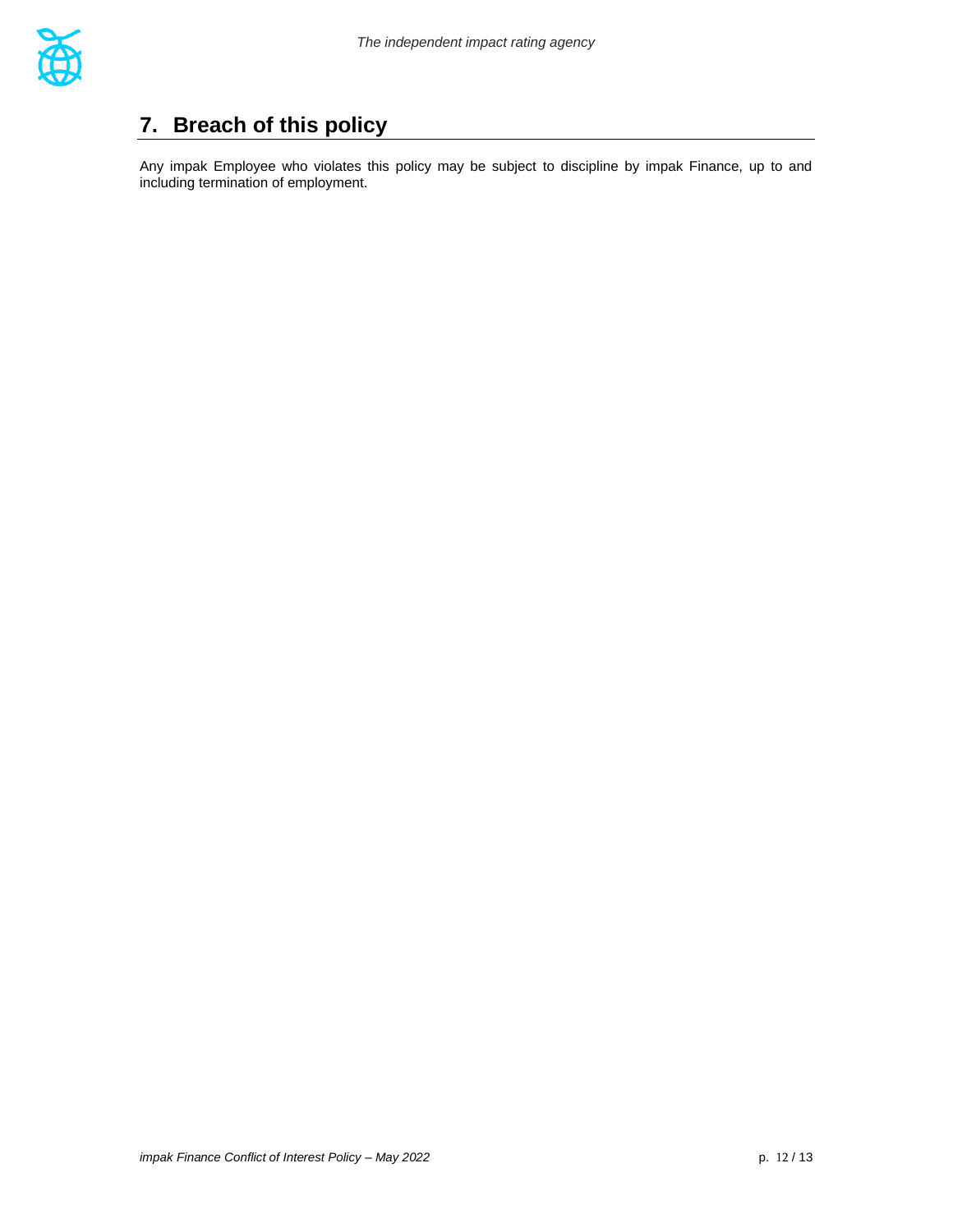## 7. Breach of this policy

Any impak Employee who violates this policy may be subject to discipline by impak Finance, up to and including termination of employment.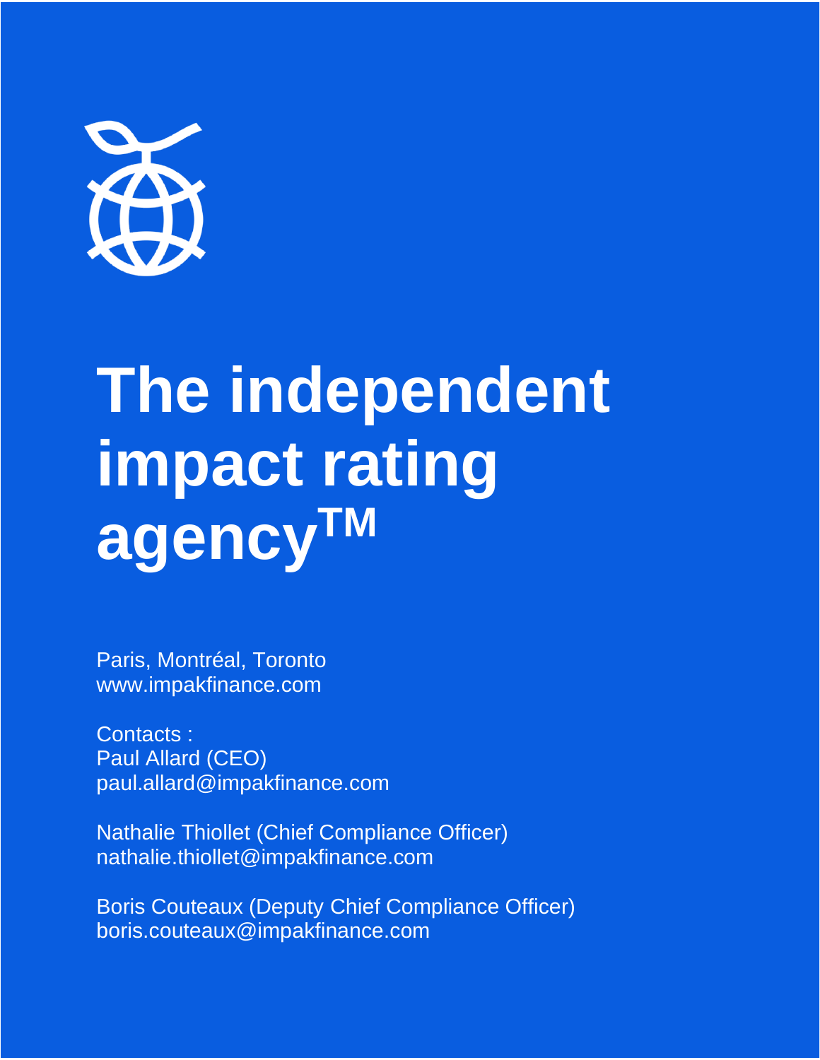# The independent impact rating agency™

Paris, Montréal, Toronto
www.impakfinance.com

Contacts :
Paul Allard (CEO)
paul.allard@impakfinance.com

Nathalie Thiollet (Chief Compliance Officer)
nathalie.thiollet@impakfinance.com

Boris Couteaux (Deputy Chief Compliance Officer)
boris.couteaux@impakfinance.com